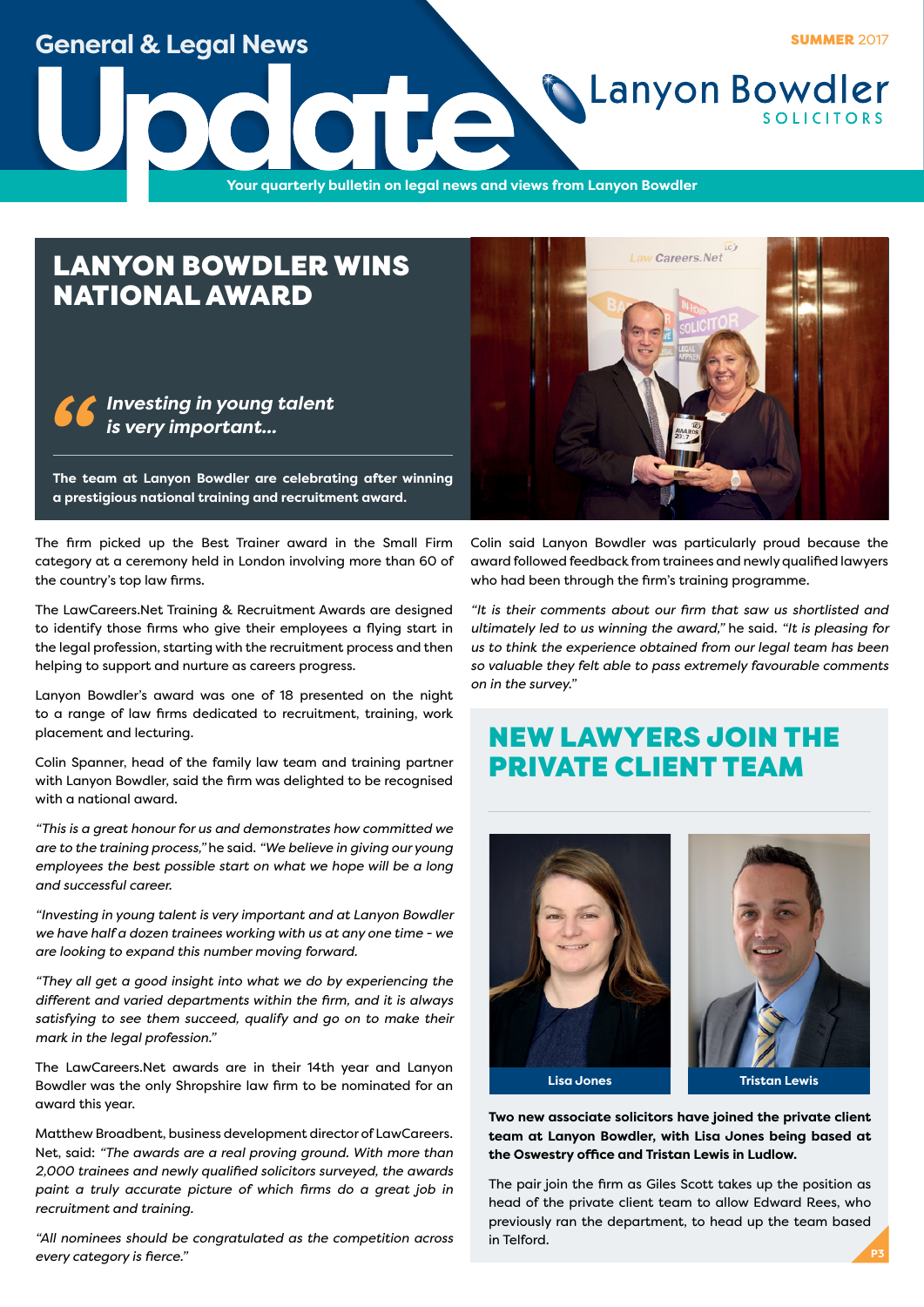# General & Legal News Update

**SUMMER 2017**

Lanyon Bowdler SOLICITORS

Your quarterly bulletin on legal news and views from Lanyon Bowdler

## LANYON BOWDLER WINS NATIONAL AWARD

> *Investing in young talent is very important...*

**The team at Lanyon Bowdler are celebrating after winning a prestigious national training and recruitment award.**

The firm picked up the Best Trainer award in the Small Firm category at a ceremony held in London involving more than 60 of the country's top law firms.

The LawCareers.Net Training & Recruitment Awards are designed to identify those firms who give their employees a flying start in the legal profession, starting with the recruitment process and then helping to support and nurture as careers progress.

Lanyon Bowdler's award was one of 18 presented on the night to a range of law firms dedicated to recruitment, training, work placement and lecturing.

Colin Spanner, head of the family law team and training partner with Lanyon Bowdler, said the firm was delighted to be recognised with a national award.

*"This is a great honour for us and demonstrates how committed we are to the training process,"* he said. *"We believe in giving our young employees the best possible start on what we hope will be a long and successful career.*

*"Investing in young talent is very important and at Lanyon Bowdler we have half a dozen trainees working with us at any one time - we are looking to expand this number moving forward.*

*"They all get a good insight into what we do by experiencing the different and varied departments within the firm, and it is always satisfying to see them succeed, qualify and go on to make their mark in the legal profession."*

The LawCareers.Net awards are in their 14th year and Lanyon Bowdler was the only Shropshire law firm to be nominated for an award this year.

Matthew Broadbent, business development director of LawCareers. Net, said: *"The awards are a real proving ground. With more than 2,000 trainees and newly qualified solicitors surveyed, the awards paint a truly accurate picture of which firms do a great job in recruitment and training.*

*"All nominees should be congratulated as the competition across every category is fierce."*

Colin said Lanyon Bowdler was particularly proud because the award followed feedback from trainees and newly qualified lawyers who had been through the firm's training programme.

*"It is their comments about our firm that saw us shortlisted and ultimately led to us winning the award,"* he said. *"It is pleasing for us to think the experience obtained from our legal team has been so valuable they felt able to pass extremely favourable comments on in the survey."*

## NEW LAWYERS JOIN THE PRIVATE CLIENT TEAM

Lisa Jones

Tristan Lewis

**Two new associate solicitors have joined the private client team at Lanyon Bowdler, with Lisa Jones being based at the Oswestry office and Tristan Lewis in Ludlow.**

The pair join the firm as Giles Scott takes up the position as head of the private client team to allow Edward Rees, who previously ran the department, to head up the team based in Telford.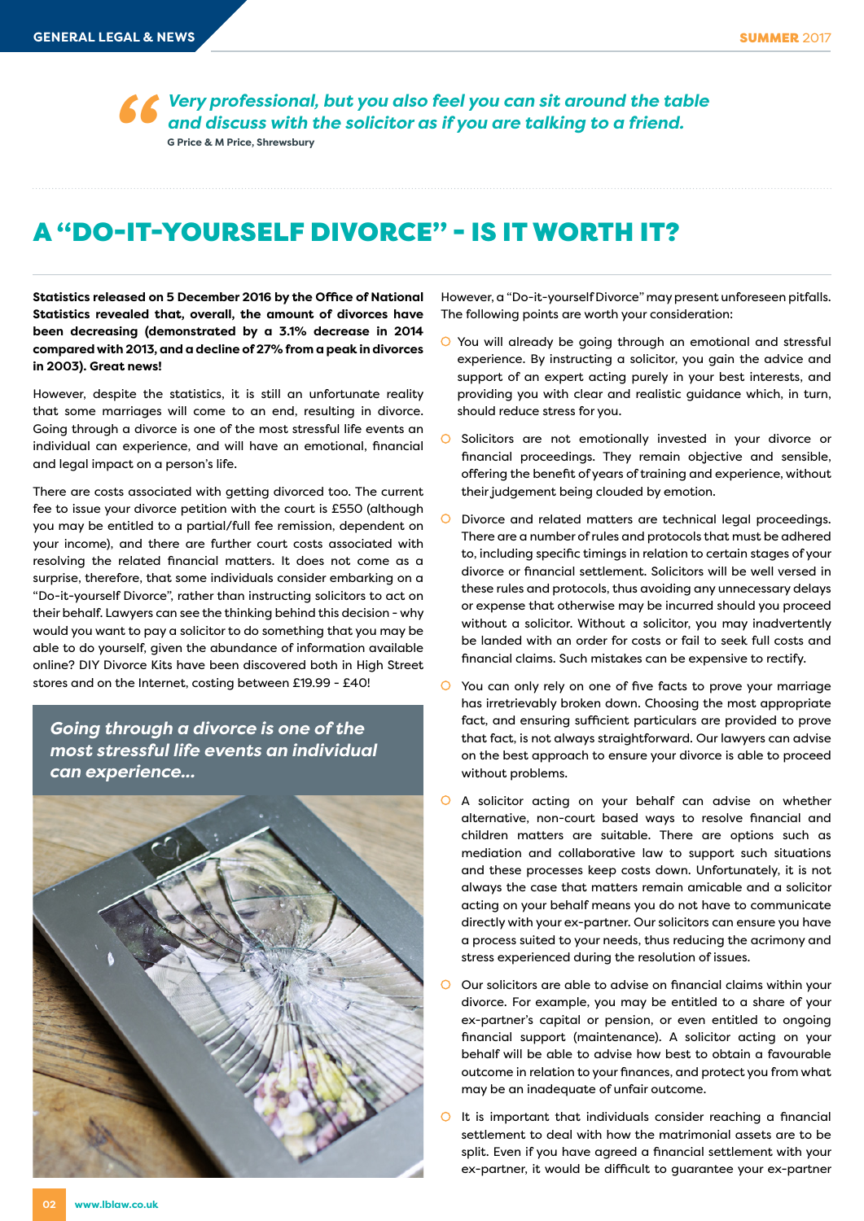> *"Very professional, but you also feel you can sit around the table and discuss with the solicitor as if you are talking to a friend."*
>
> **G Price & M Price, Shrewsbury**

# A "DO-IT-YOURSELF DIVORCE" - IS IT WORTH IT?

**Statistics released on 5 December 2016 by the Office of National Statistics revealed that, overall, the amount of divorces have been decreasing (demonstrated by a 3.1% decrease in 2014 compared with 2013, and a decline of 27% from a peak in divorces in 2003). Great news!**

However, despite the statistics, it is still an unfortunate reality that some marriages will come to an end, resulting in divorce. Going through a divorce is one of the most stressful life events an individual can experience, and will have an emotional, financial and legal impact on a person's life.

There are costs associated with getting divorced too. The current fee to issue your divorce petition with the court is £550 (although you may be entitled to a partial/full fee remission, dependent on your income), and there are further court costs associated with resolving the related financial matters. It does not come as a surprise, therefore, that some individuals consider embarking on a "Do-it-yourself Divorce", rather than instructing solicitors to act on their behalf. Lawyers can see the thinking behind this decision - why would you want to pay a solicitor to do something that you may be able to do yourself, given the abundance of information available online? DIY Divorce Kits have been discovered both in High Street stores and on the Internet, costing between £19.99 - £40!

> *Going through a divorce is one of the most stressful life events an individual can experience...*

However, a "Do-it-yourself Divorce" may present unforeseen pitfalls. The following points are worth your consideration:

- You will already be going through an emotional and stressful experience. By instructing a solicitor, you gain the advice and support of an expert acting purely in your best interests, and providing you with clear and realistic guidance which, in turn, should reduce stress for you.
- Solicitors are not emotionally invested in your divorce or financial proceedings. They remain objective and sensible, offering the benefit of years of training and experience, without their judgement being clouded by emotion.
- Divorce and related matters are technical legal proceedings. There are a number of rules and protocols that must be adhered to, including specific timings in relation to certain stages of your divorce or financial settlement. Solicitors will be well versed in these rules and protocols, thus avoiding any unnecessary delays or expense that otherwise may be incurred should you proceed without a solicitor. Without a solicitor, you may inadvertently be landed with an order for costs or fail to seek full costs and financial claims. Such mistakes can be expensive to rectify.
- You can only rely on one of five facts to prove your marriage has irretrievably broken down. Choosing the most appropriate fact, and ensuring sufficient particulars are provided to prove that fact, is not always straightforward. Our lawyers can advise on the best approach to ensure your divorce is able to proceed without problems.
- A solicitor acting on your behalf can advise on whether alternative, non-court based ways to resolve financial and children matters are suitable. There are options such as mediation and collaborative law to support such situations and these processes keep costs down. Unfortunately, it is not always the case that matters remain amicable and a solicitor acting on your behalf means you do not have to communicate directly with your ex-partner. Our solicitors can ensure you have a process suited to your needs, thus reducing the acrimony and stress experienced during the resolution of issues.
- Our solicitors are able to advise on financial claims within your divorce. For example, you may be entitled to a share of your ex-partner's capital or pension, or even entitled to ongoing financial support (maintenance). A solicitor acting on your behalf will be able to advise how best to obtain a favourable outcome in relation to your finances, and protect you from what may be an inadequate of unfair outcome.
- It is important that individuals consider reaching a financial settlement to deal with how the matrimonial assets are to be split. Even if you have agreed a financial settlement with your ex-partner, it would be difficult to guarantee your ex-partner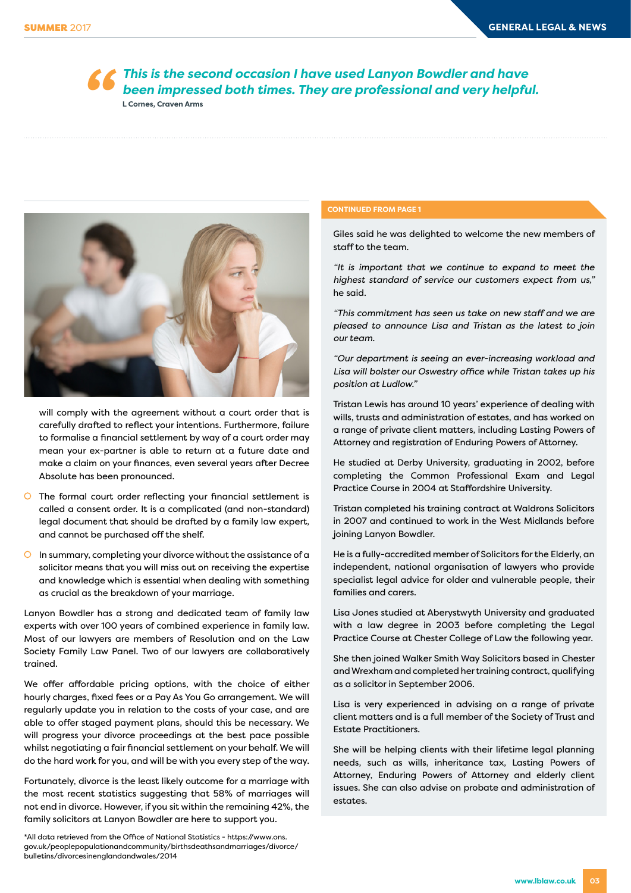> *This is the second occasion I have used Lanyon Bowdler and have been impressed both times. They are professional and very helpful.*
>
> **L Cornes, Craven Arms**

will comply with the agreement without a court order that is carefully drafted to reflect your intentions. Furthermore, failure to formalise a financial settlement by way of a court order may mean your ex-partner is able to return at a future date and make a claim on your finances, even several years after Decree Absolute has been pronounced.

- The formal court order reflecting your financial settlement is called a consent order. It is a complicated (and non-standard) legal document that should be drafted by a family law expert, and cannot be purchased off the shelf.
- In summary, completing your divorce without the assistance of a solicitor means that you will miss out on receiving the expertise and knowledge which is essential when dealing with something as crucial as the breakdown of your marriage.

Lanyon Bowdler has a strong and dedicated team of family law experts with over 100 years of combined experience in family law. Most of our lawyers are members of Resolution and on the Law Society Family Law Panel. Two of our lawyers are collaboratively trained.

We offer affordable pricing options, with the choice of either hourly charges, fixed fees or a Pay As You Go arrangement. We will regularly update you in relation to the costs of your case, and are able to offer staged payment plans, should this be necessary. We will progress your divorce proceedings at the best pace possible whilst negotiating a fair financial settlement on your behalf. We will do the hard work for you, and will be with you every step of the way.

Fortunately, divorce is the least likely outcome for a marriage with the most recent statistics suggesting that 58% of marriages will not end in divorce. However, if you sit within the remaining 42%, the family solicitors at Lanyon Bowdler are here to support you.

*All data retrieved from the Office of National Statistics - https://www.ons.gov.uk/peoplepopulationandcommunity/birthsdeathsandmarriages/divorce/bulletins/divorcesinenglandandwales/2014

**CONTINUED FROM PAGE 1**

Giles said he was delighted to welcome the new members of staff to the team.

*"It is important that we continue to expand to meet the highest standard of service our customers expect from us,"* he said.

*"This commitment has seen us take on new staff and we are pleased to announce Lisa and Tristan as the latest to join our team.*

*"Our department is seeing an ever-increasing workload and Lisa will bolster our Oswestry office while Tristan takes up his position at Ludlow."*

Tristan Lewis has around 10 years' experience of dealing with wills, trusts and administration of estates, and has worked on a range of private client matters, including Lasting Powers of Attorney and registration of Enduring Powers of Attorney.

He studied at Derby University, graduating in 2002, before completing the Common Professional Exam and Legal Practice Course in 2004 at Staffordshire University.

Tristan completed his training contract at Waldrons Solicitors in 2007 and continued to work in the West Midlands before joining Lanyon Bowdler.

He is a fully-accredited member of Solicitors for the Elderly, an independent, national organisation of lawyers who provide specialist legal advice for older and vulnerable people, their families and carers.

Lisa Jones studied at Aberystwyth University and graduated with a law degree in 2003 before completing the Legal Practice Course at Chester College of Law the following year.

She then joined Walker Smith Way Solicitors based in Chester and Wrexham and completed her training contract, qualifying as a solicitor in September 2006.

Lisa is very experienced in advising on a range of private client matters and is a full member of the Society of Trust and Estate Practitioners.

She will be helping clients with their lifetime legal planning needs, such as wills, inheritance tax, Lasting Powers of Attorney, Enduring Powers of Attorney and elderly client issues. She can also advise on probate and administration of estates.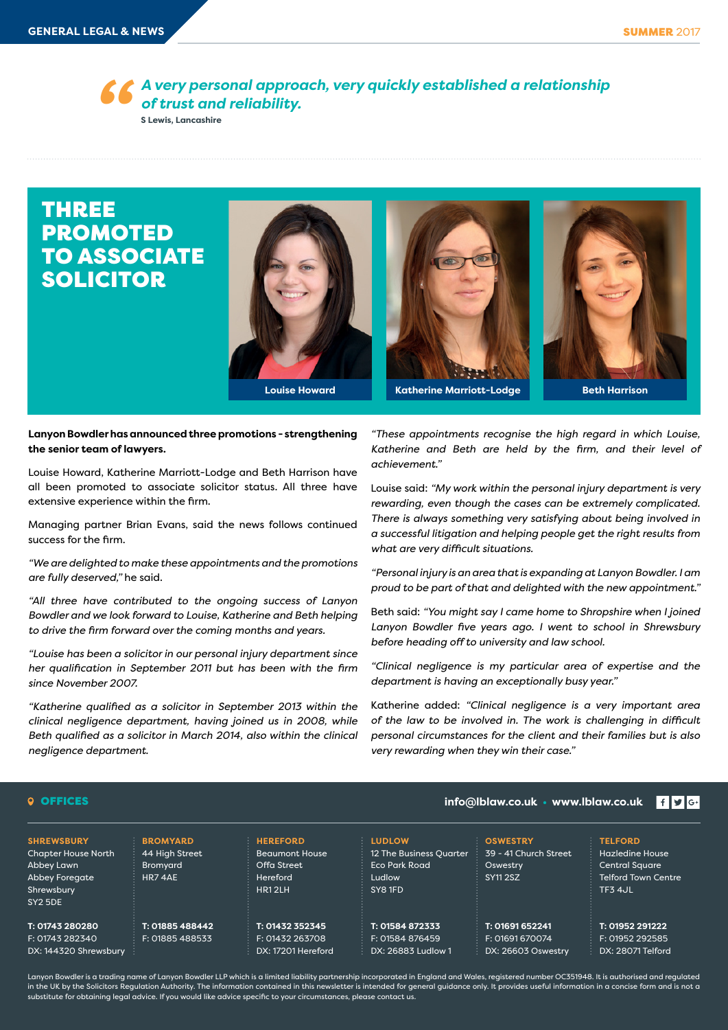> *A very personal approach, very quickly established a relationship of trust and reliability.*
>
> **S Lewis, Lancashire**

# THREE PROMOTED TO ASSOCIATE SOLICITOR

Louise Howard

Katherine Marriott-Lodge

Beth Harrison

**Lanyon Bowdler has announced three promotions - strengthening the senior team of lawyers.**

Louise Howard, Katherine Marriott-Lodge and Beth Harrison have all been promoted to associate solicitor status. All three have extensive experience within the firm.

Managing partner Brian Evans, said the news follows continued success for the firm.

*"We are delighted to make these appointments and the promotions are fully deserved,"* he said.

*"All three have contributed to the ongoing success of Lanyon Bowdler and we look forward to Louise, Katherine and Beth helping to drive the firm forward over the coming months and years.*

*"Louise has been a solicitor in our personal injury department since her qualification in September 2011 but has been with the firm since November 2007.*

*"Katherine qualified as a solicitor in September 2013 within the clinical negligence department, having joined us in 2008, while Beth qualified as a solicitor in March 2014, also within the clinical negligence department.*

*"These appointments recognise the high regard in which Louise, Katherine and Beth are held by the firm, and their level of achievement."*

Louise said: *"My work within the personal injury department is very rewarding, even though the cases can be extremely complicated. There is always something very satisfying about being involved in a successful litigation and helping people get the right results from what are very difficult situations.*

*"Personal injury is an area that is expanding at Lanyon Bowdler. I am proud to be part of that and delighted with the new appointment."*

Beth said: *"You might say I came home to Shropshire when I joined Lanyon Bowdler five years ago. I went to school in Shrewsbury before heading off to university and law school.*

*"Clinical negligence is my particular area of expertise and the department is having an exceptionally busy year."*

Katherine added: *"Clinical negligence is a very important area of the law to be involved in. The work is challenging in difficult personal circumstances for the client and their families but is also very rewarding when they win their case."*

## OFFICES

info@lblaw.co.uk • www.lblaw.co.uk

**SHREWSBURY**
Chapter House North
Abbey Lawn
Abbey Foregate
Shrewsbury
SY2 5DE

**T: 01743 280280**
F: 01743 282340
DX: 144320 Shrewsbury

**BROMYARD**
44 High Street
Bromyard
HR7 4AE

**T: 01885 488442**
F: 01885 488533

**HEREFORD**
Beaumont House
Offa Street
Hereford
HR1 2LH

**T: 01432 352345**
F: 01432 263708
DX: 17201 Hereford

**LUDLOW**
12 The Business Quarter
Eco Park Road
Ludlow
SY8 1FD

**T: 01584 872333**
F: 01584 876459
DX: 26883 Ludlow 1

**OSWESTRY**
39 - 41 Church Street
Oswestry
SY11 2SZ

**T: 01691 652241**
F: 01691 670074
DX: 26603 Oswestry

**TELFORD**
Hazledine House
Central Square
Telford Town Centre
TF3 4JL

**T: 01952 291222**
F: 01952 292585
DX: 28071 Telford

Lanyon Bowdler is a trading name of Lanyon Bowdler LLP which is a limited liability partnership incorporated in England and Wales, registered number OC351948. It is authorised and regulated in the UK by the Solicitors Regulation Authority. The information contained in this newsletter is intended for general guidance only. It provides useful information in a concise form and is not a substitute for obtaining legal advice. If you would like advice specific to your circumstances, please contact us.